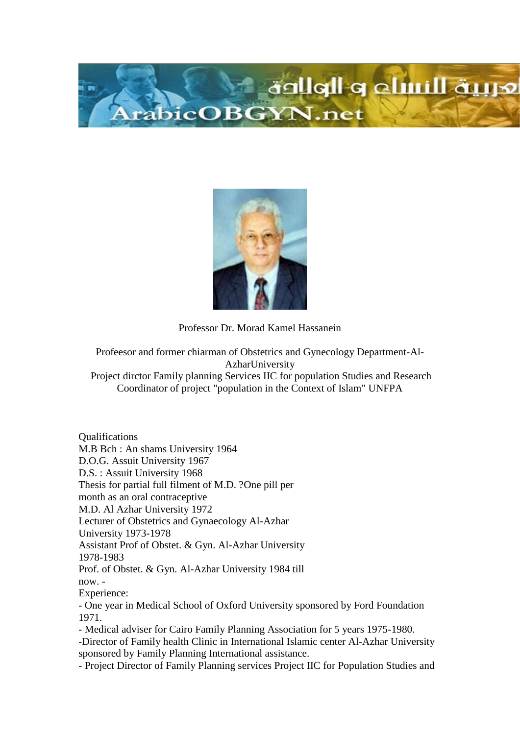Professor Dr. Morad Kamel Hassanein

Profeesor and former chiarman of Obstetrics and Gynecology Department-Al-AzharUniversity
Project dirctor Family planning Services IIC for population Studies and Research
Coordinator of project "population in the Context of Islam" UNFPA

Qualifications
M.B Bch : An shams University 1964
D.O.G. Assuit University 1967
D.S. : Assuit University 1968
Thesis for partial full filment of M.D. ?One pill per month as an oral contraceptive
M.D. Al Azhar University 1972
Lecturer of Obstetrics and Gynaecology Al-Azhar University 1973-1978
Assistant Prof of Obstet. & Gyn. Al-Azhar University 1978-1983
Prof. of Obstet. & Gyn. Al-Azhar University 1984 till now. -
Experience:
- One year in Medical School of Oxford University sponsored by Ford Foundation 1971.
- Medical adviser for Cairo Family Planning Association for 5 years 1975-1980.
-Director of Family health Clinic in International Islamic center Al-Azhar University sponsored by Family Planning International assistance.
- Project Director of Family Planning services Project IIC for Population Studies and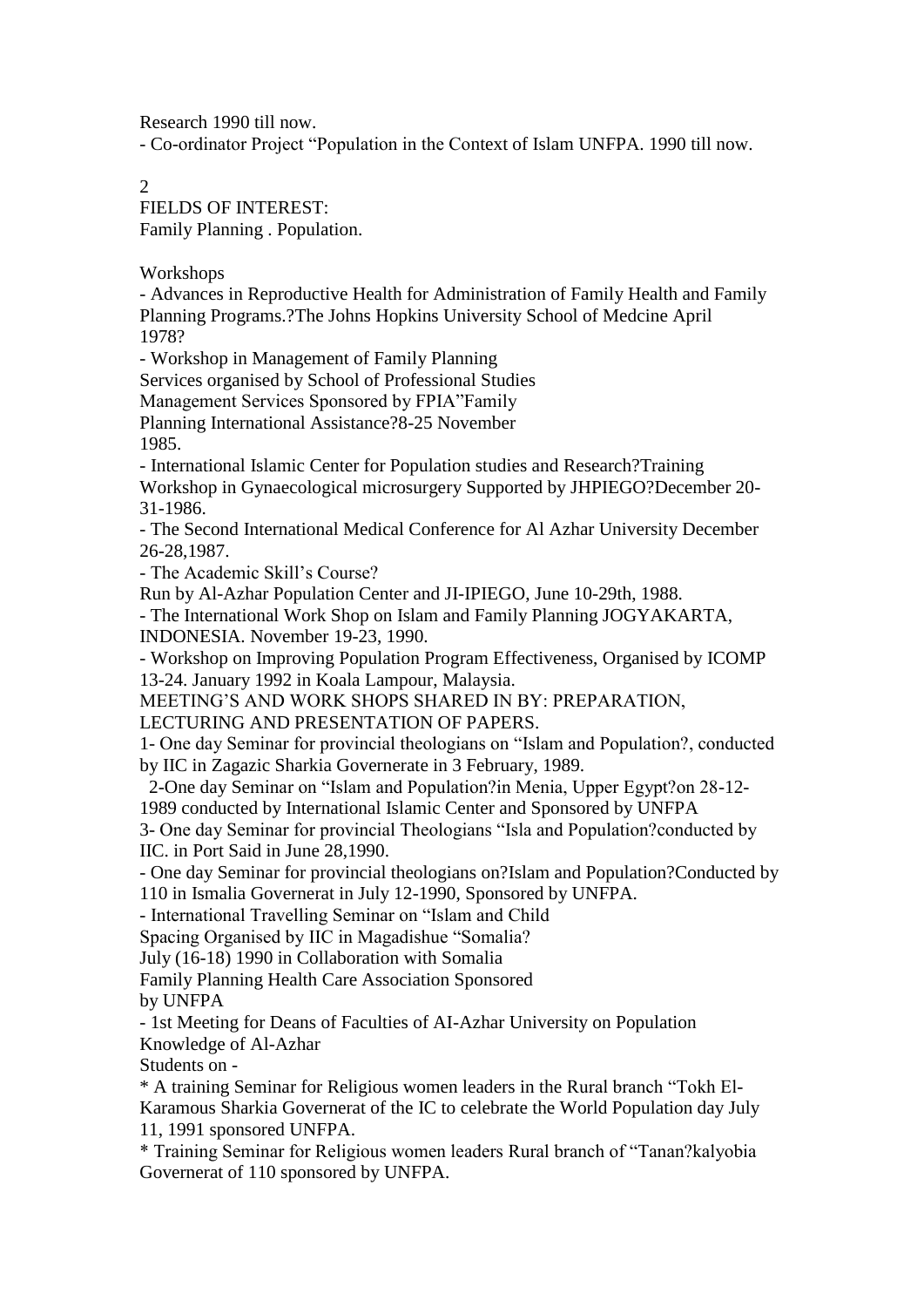Research 1990 till now.

- Co-ordinator Project "Population in the Context of Islam UNFPA. 1990 till now.

## FIELDS OF INTEREST:

Family Planning . Population.

### Workshops

- Advances in Reproductive Health for Administration of Family Health and Family Planning Programs.?The Johns Hopkins University School of Medcine April 1978?
- Workshop in Management of Family Planning Services organised by School of Professional Studies Management Services Sponsored by FPIA"Family Planning International Assistance?8-25 November 1985.
- International Islamic Center for Population studies and Research?Training Workshop in Gynaecological microsurgery Supported by JHPIEGO?December 20-31-1986.
- The Second International Medical Conference for Al Azhar University December 26-28,1987.
- The Academic Skill's Course? Run by Al-Azhar Population Center and JI-IPIEGO, June 10-29th, 1988.
- The International Work Shop on Islam and Family Planning JOGYAKARTA, INDONESIA. November 19-23, 1990.
- Workshop on Improving Population Program Effectiveness, Organised by ICOMP 13-24. January 1992 in Koala Lampour, Malaysia.

### MEETING'S AND WORK SHOPS SHARED IN BY: PREPARATION, LECTURING AND PRESENTATION OF PAPERS.

1- One day Seminar for provincial theologians on "Islam and Population?, conducted by IIC in Zagazic Sharkia Governerate in 3 February, 1989.

2-One day Seminar on "Islam and Population?in Menia, Upper Egypt?on 28-12-1989 conducted by International Islamic Center and Sponsored by UNFPA

3- One day Seminar for provincial Theologians "Isla and Population?conducted by IIC. in Port Said in June 28,1990.

- One day Seminar for provincial theologians on?Islam and Population?Conducted by 110 in Ismalia Governerat in July 12-1990, Sponsored by UNFPA.
- International Travelling Seminar on "Islam and Child Spacing Organised by IIC in Magadishue "Somalia? July (16-18) 1990 in Collaboration with Somalia Family Planning Health Care Association Sponsored by UNFPA
- 1st Meeting for Deans of Faculties of AI-Azhar University on Population Knowledge of Al-Azhar Students on -

* A training Seminar for Religious women leaders in the Rural branch "Tokh El-Karamous Sharkia Governerat of the IC to celebrate the World Population day July 11, 1991 sponsored UNFPA.
* Training Seminar for Religious women leaders Rural branch of "Tanan?kalyobia Governerat of 110 sponsored by UNFPA.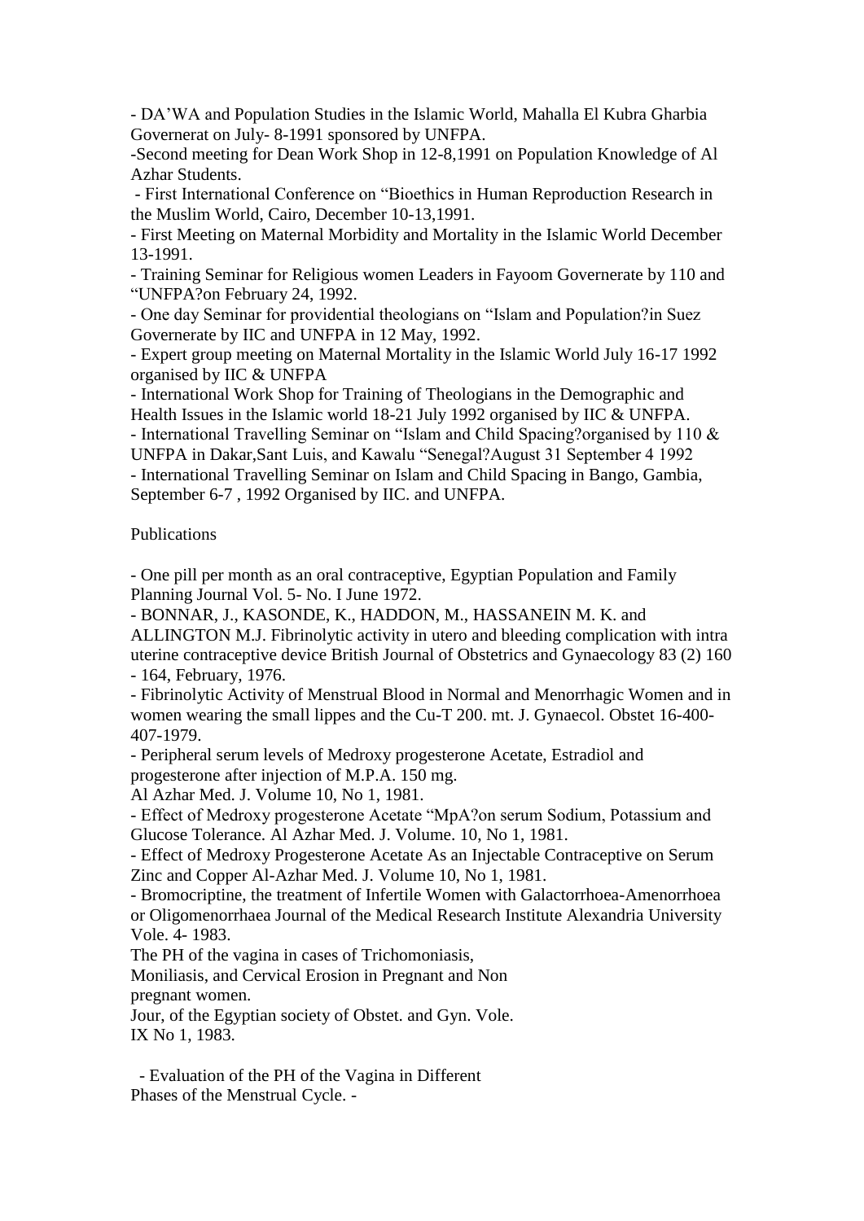- DA'WA and Population Studies in the Islamic World, Mahalla El Kubra Gharbia Governerat on July- 8-1991 sponsored by UNFPA.

-Second meeting for Dean Work Shop in 12-8,1991 on Population Knowledge of Al Azhar Students.

- First International Conference on "Bioethics in Human Reproduction Research in the Muslim World, Cairo, December 10-13,1991.

- First Meeting on Maternal Morbidity and Mortality in the Islamic World December 13-1991.

- Training Seminar for Religious women Leaders in Fayoom Governerate by 110 and "UNFPA?on February 24, 1992.

- One day Seminar for providential theologians on "Islam and Population?in Suez Governerate by IIC and UNFPA in 12 May, 1992.

- Expert group meeting on Maternal Mortality in the Islamic World July 16-17 1992 organised by IIC & UNFPA

- International Work Shop for Training of Theologians in the Demographic and Health Issues in the Islamic world 18-21 July 1992 organised by IIC & UNFPA.

- International Travelling Seminar on "Islam and Child Spacing?organised by 110 & UNFPA in Dakar,Sant Luis, and Kawalu "Senegal?August 31 September 4 1992

- International Travelling Seminar on Islam and Child Spacing in Bango, Gambia, September 6-7 , 1992 Organised by IIC. and UNFPA.

Publications

- One pill per month as an oral contraceptive, Egyptian Population and Family Planning Journal Vol. 5- No. I June 1972.

- BONNAR, J., KASONDE, K., HADDON, M., HASSANEIN M. K. and ALLINGTON M.J. Fibrinolytic activity in utero and bleeding complication with intra uterine contraceptive device British Journal of Obstetrics and Gynaecology 83 (2) 160 - 164, February, 1976.

- Fibrinolytic Activity of Menstrual Blood in Normal and Menorrhagic Women and in women wearing the small lippes and the Cu-T 200. mt. J. Gynaecol. Obstet 16-400-407-1979.

- Peripheral serum levels of Medroxy progesterone Acetate, Estradiol and progesterone after injection of M.P.A. 150 mg.
Al Azhar Med. J. Volume 10, No 1, 1981.

- Effect of Medroxy progesterone Acetate "MpA?on serum Sodium, Potassium and Glucose Tolerance. Al Azhar Med. J. Volume. 10, No 1, 1981.

- Effect of Medroxy Progesterone Acetate As an Injectable Contraceptive on Serum Zinc and Copper Al-Azhar Med. J. Volume 10, No 1, 1981.

- Bromocriptine, the treatment of Infertile Women with Galactorrhoea-Amenorrhoea or Oligomenorrhaea Journal of the Medical Research Institute Alexandria University Vole. 4- 1983.

The PH of the vagina in cases of Trichomoniasis,
Moniliasis, and Cervical Erosion in Pregnant and Non
pregnant women.
Jour, of the Egyptian society of Obstet. and Gyn. Vole.
IX No 1, 1983.

- Evaluation of the PH of the Vagina in Different
Phases of the Menstrual Cycle. -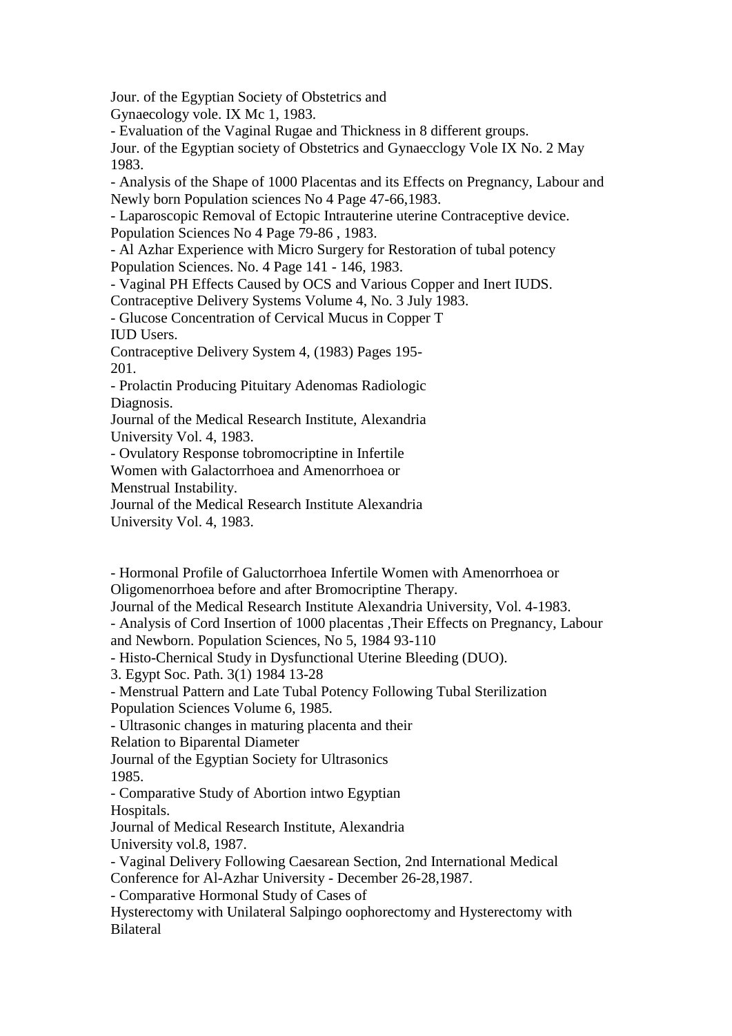Jour. of the Egyptian Society of Obstetrics and
Gynaecology vole. IX Mc 1, 1983.

- Evaluation of the Vaginal Rugae and Thickness in 8 different groups.
Jour. of the Egyptian society of Obstetrics and Gynaecclogy Vole IX No. 2 May 1983.
- Analysis of the Shape of 1000 Placentas and its Effects on Pregnancy, Labour and Newly born Population sciences No 4 Page 47-66,1983.
- Laparoscopic Removal of Ectopic Intrauterine uterine Contraceptive device.
Population Sciences No 4 Page 79-86 , 1983.
- Al Azhar Experience with Micro Surgery for Restoration of tubal potency
Population Sciences. No. 4 Page 141 - 146, 1983.
- Vaginal PH Effects Caused by OCS and Various Copper and Inert IUDS.
Contraceptive Delivery Systems Volume 4, No. 3 July 1983.
- Glucose Concentration of Cervical Mucus in Copper T
IUD Users.
Contraceptive Delivery System 4, (1983) Pages 195-
201.
- Prolactin Producing Pituitary Adenomas Radiologic
Diagnosis.
Journal of the Medical Research Institute, Alexandria
University Vol. 4, 1983.
- Ovulatory Response tobromocriptine in Infertile
Women with Galactorrhoea and Amenorrhoea or
Menstrual Instability.
Journal of the Medical Research Institute Alexandria
University Vol. 4, 1983.

- Hormonal Profile of Galuctorrhoea Infertile Women with Amenorrhoea or Oligomenorrhoea before and after Bromocriptine Therapy.
Journal of the Medical Research Institute Alexandria University, Vol. 4-1983.
- Analysis of Cord Insertion of 1000 placentas ,Their Effects on Pregnancy, Labour and Newborn. Population Sciences, No 5, 1984 93-110
- Histo-Chernical Study in Dysfunctional Uterine Bleeding (DUO).
3. Egypt Soc. Path. 3(1) 1984 13-28
- Menstrual Pattern and Late Tubal Potency Following Tubal Sterilization
Population Sciences Volume 6, 1985.
- Ultrasonic changes in maturing placenta and their
Relation to Biparental Diameter
Journal of the Egyptian Society for Ultrasonics
1985.
- Comparative Study of Abortion intwo Egyptian
Hospitals.
Journal of Medical Research Institute, Alexandria
University vol.8, 1987.
- Vaginal Delivery Following Caesarean Section, 2nd International Medical Conference for Al-Azhar University - December 26-28,1987.
- Comparative Hormonal Study of Cases of
Hysterectomy with Unilateral Salpingo oophorectomy and Hysterectomy with
Bilateral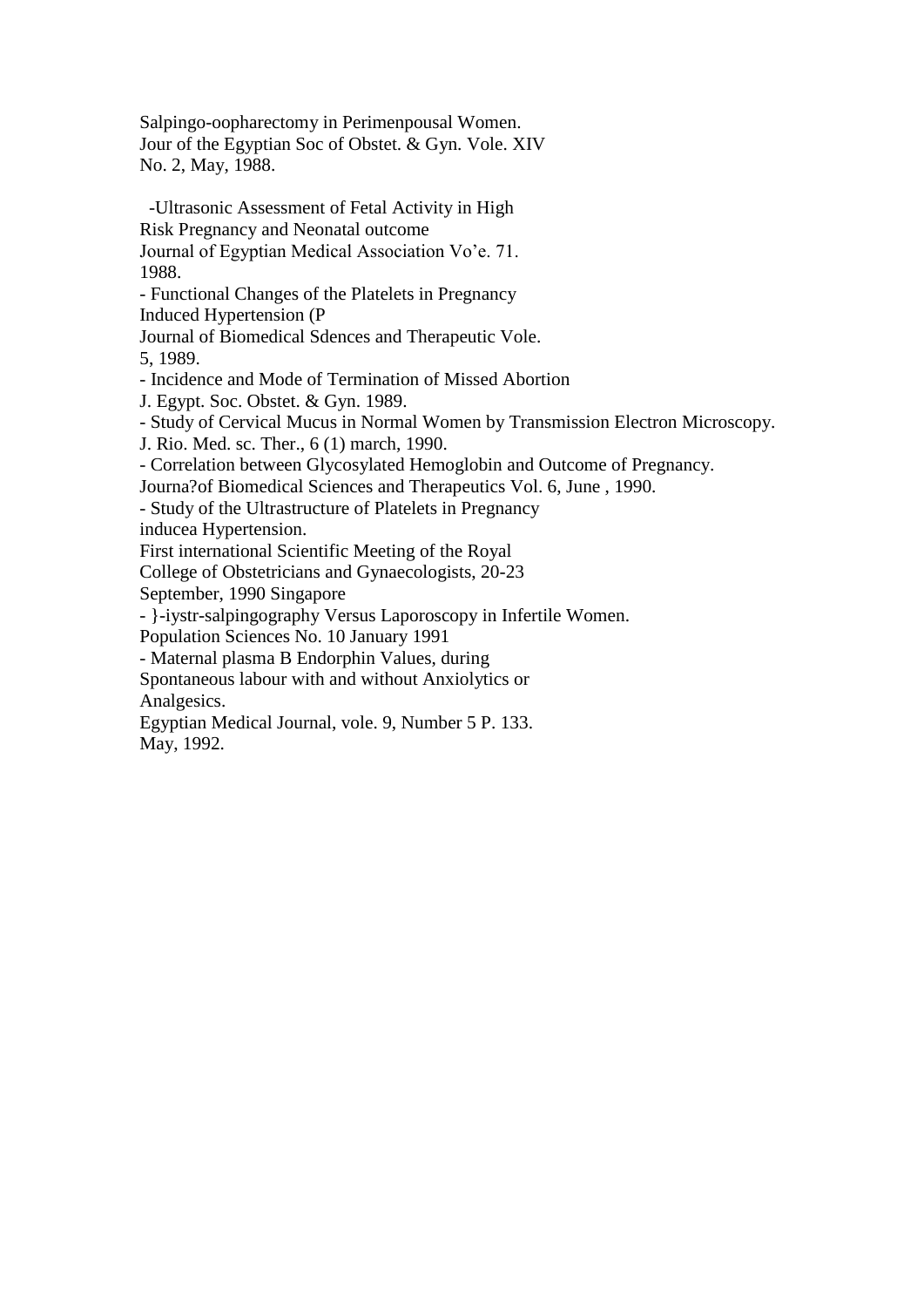Salpingo-oopharectomy in Perimenpousal Women.
Jour of the Egyptian Soc of Obstet. & Gyn. Vole. XIV
No. 2, May, 1988.

-Ultrasonic Assessment of Fetal Activity in High
Risk Pregnancy and Neonatal outcome
Journal of Egyptian Medical Association Vo'e. 71.
1988.

- Functional Changes of the Platelets in Pregnancy
Induced Hypertension (P
Journal of Biomedical Sdences and Therapeutic Vole.
5, 1989.
- Incidence and Mode of Termination of Missed Abortion
J. Egypt. Soc. Obstet. & Gyn. 1989.
- Study of Cervical Mucus in Normal Women by Transmission Electron Microscopy.
J. Rio. Med. sc. Ther., 6 (1) march, 1990.
- Correlation between Glycosylated Hemoglobin and Outcome of Pregnancy.
Journa?of Biomedical Sciences and Therapeutics Vol. 6, June , 1990.
- Study of the Ultrastructure of Platelets in Pregnancy
inducea Hypertension.
First international Scientific Meeting of the Royal
College of Obstetricians and Gynaecologists, 20-23
September, 1990 Singapore
- }-iystr-salpingography Versus Laporoscopy in Infertile Women.
Population Sciences No. 10 January 1991
- Maternal plasma B Endorphin Values, during
Spontaneous labour with and without Anxiolytics or
Analgesics.
Egyptian Medical Journal, vole. 9, Number 5 P. 133.
May, 1992.